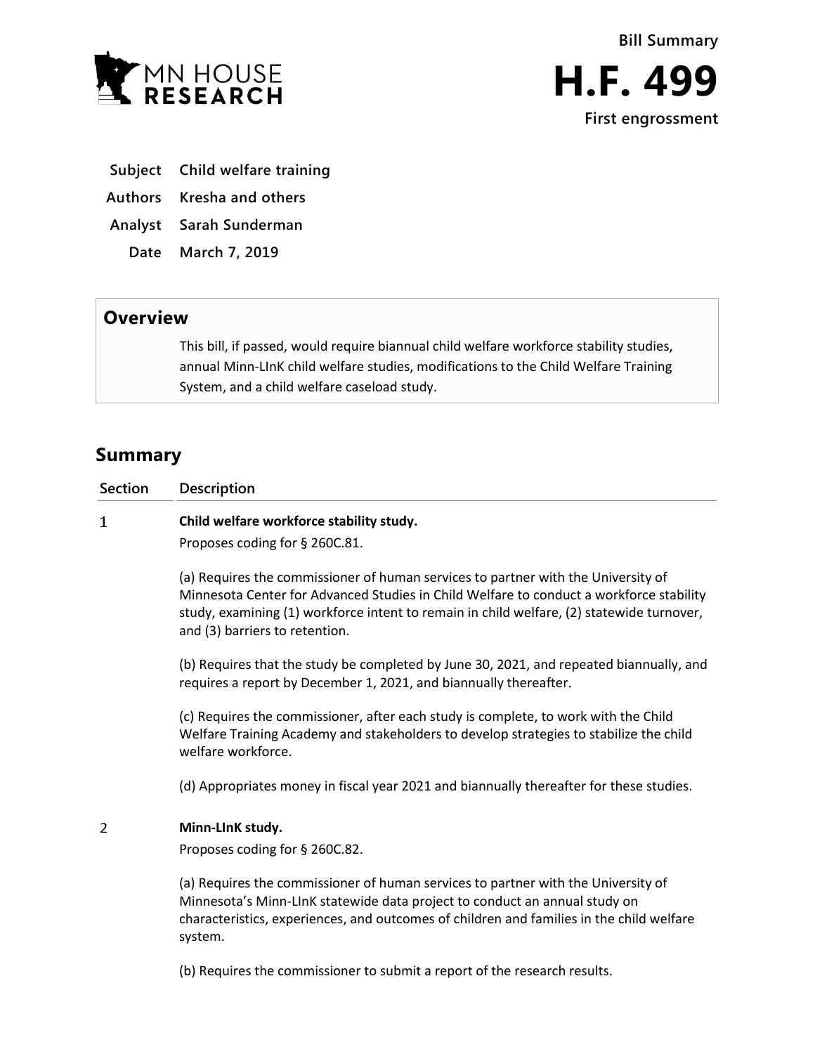MN HOUSE RESEARCH

**Bill Summary**

# H.F. 499

**First engrossment**

| | |
|---|---|
| **Subject** | **Child welfare training** |
| **Authors** | **Kresha and others** |
| **Analyst** | **Sarah Sunderman** |
| **Date** | **March 7, 2019** |

## Overview

This bill, if passed, would require biannual child welfare workforce stability studies, annual Minn-LInK child welfare studies, modifications to the Child Welfare Training System, and a child welfare caseload study.

## Summary

| Section | Description |
|---|---|
| 1 | **Child welfare workforce stability study.**<br>Proposes coding for § 260C.81.<br><br>(a) Requires the commissioner of human services to partner with the University of Minnesota Center for Advanced Studies in Child Welfare to conduct a workforce stability study, examining (1) workforce intent to remain in child welfare, (2) statewide turnover, and (3) barriers to retention.<br><br>(b) Requires that the study be completed by June 30, 2021, and repeated biannually, and requires a report by December 1, 2021, and biannually thereafter.<br><br>(c) Requires the commissioner, after each study is complete, to work with the Child Welfare Training Academy and stakeholders to develop strategies to stabilize the child welfare workforce.<br><br>(d) Appropriates money in fiscal year 2021 and biannually thereafter for these studies. |
| 2 | **Minn-LInK study.**<br>Proposes coding for § 260C.82.<br><br>(a) Requires the commissioner of human services to partner with the University of Minnesota's Minn-LInK statewide data project to conduct an annual study on characteristics, experiences, and outcomes of children and families in the child welfare system.<br><br>(b) Requires the commissioner to submit a report of the research results. |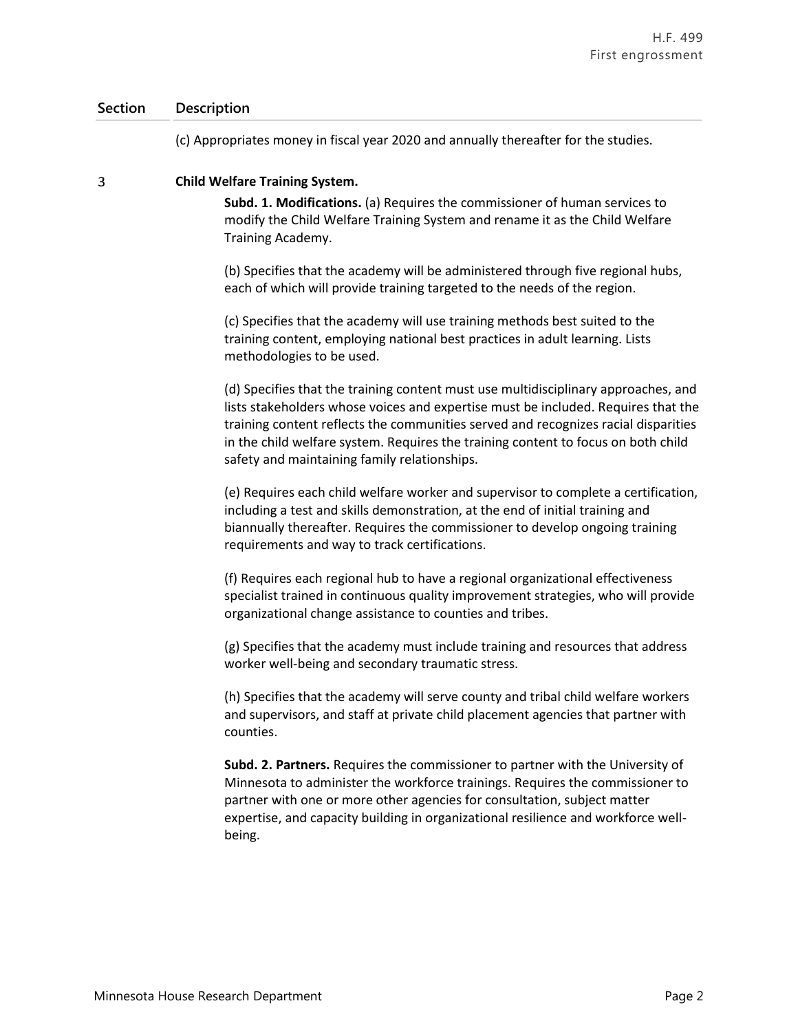| Section | Description |
|---|---|
| | (c) Appropriates money in fiscal year 2020 and annually thereafter for the studies. |
| 3 | **Child Welfare Training System.** |
| | **Subd. 1. Modifications.** (a) Requires the commissioner of human services to modify the Child Welfare Training System and rename it as the Child Welfare Training Academy. |
| | (b) Specifies that the academy will be administered through five regional hubs, each of which will provide training targeted to the needs of the region. |
| | (c) Specifies that the academy will use training methods best suited to the training content, employing national best practices in adult learning. Lists methodologies to be used. |
| | (d) Specifies that the training content must use multidisciplinary approaches, and lists stakeholders whose voices and expertise must be included. Requires that the training content reflects the communities served and recognizes racial disparities in the child welfare system. Requires the training content to focus on both child safety and maintaining family relationships. |
| | (e) Requires each child welfare worker and supervisor to complete a certification, including a test and skills demonstration, at the end of initial training and biannually thereafter. Requires the commissioner to develop ongoing training requirements and way to track certifications. |
| | (f) Requires each regional hub to have a regional organizational effectiveness specialist trained in continuous quality improvement strategies, who will provide organizational change assistance to counties and tribes. |
| | (g) Specifies that the academy must include training and resources that address worker well-being and secondary traumatic stress. |
| | (h) Specifies that the academy will serve county and tribal child welfare workers and supervisors, and staff at private child placement agencies that partner with counties. |
| | **Subd. 2. Partners.** Requires the commissioner to partner with the University of Minnesota to administer the workforce trainings. Requires the commissioner to partner with one or more other agencies for consultation, subject matter expertise, and capacity building in organizational resilience and workforce well-being. |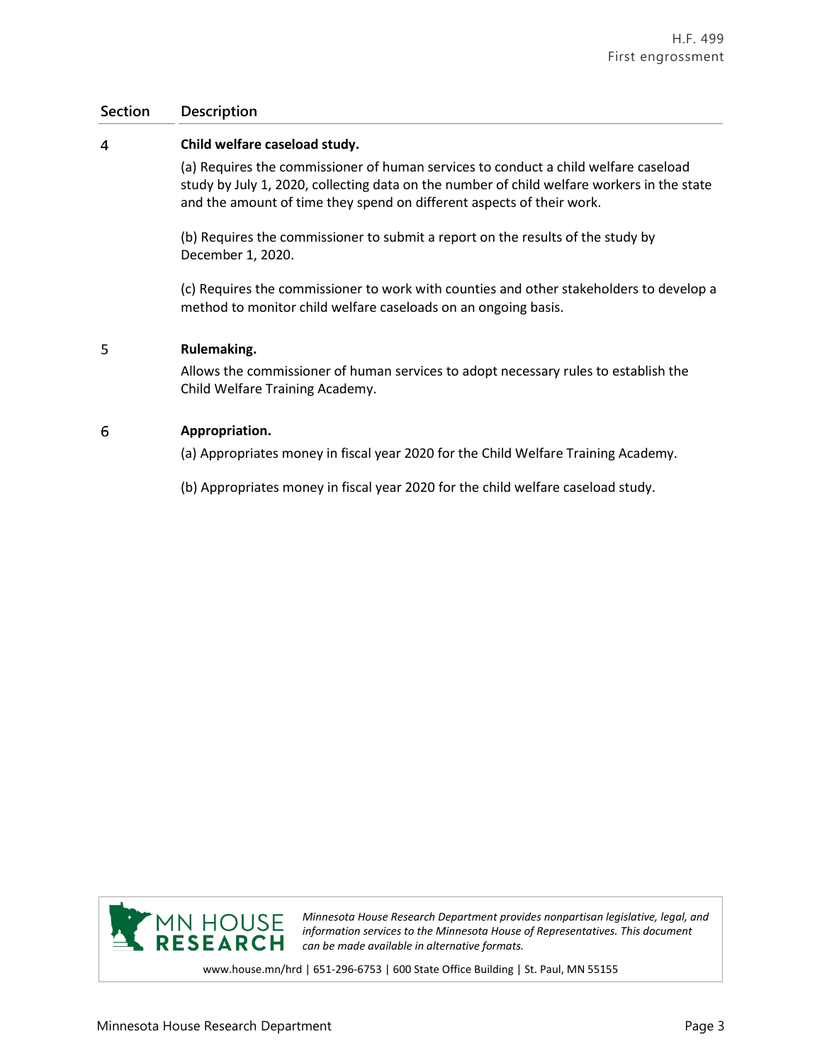| Section | Description |
|---|---|
| 4 | **Child welfare caseload study.**<br><br>(a) Requires the commissioner of human services to conduct a child welfare caseload study by July 1, 2020, collecting data on the number of child welfare workers in the state and the amount of time they spend on different aspects of their work.<br><br>(b) Requires the commissioner to submit a report on the results of the study by December 1, 2020.<br><br>(c) Requires the commissioner to work with counties and other stakeholders to develop a method to monitor child welfare caseloads on an ongoing basis. |
| 5 | **Rulemaking.**<br><br>Allows the commissioner of human services to adopt necessary rules to establish the Child Welfare Training Academy. |
| 6 | **Appropriation.**<br><br>(a) Appropriates money in fiscal year 2020 for the Child Welfare Training Academy.<br><br>(b) Appropriates money in fiscal year 2020 for the child welfare caseload study. |

MN HOUSE RESEARCH

*Minnesota House Research Department provides nonpartisan legislative, legal, and information services to the Minnesota House of Representatives. This document can be made available in alternative formats.*

www.house.mn/hrd | 651-296-6753 | 600 State Office Building | St. Paul, MN 55155